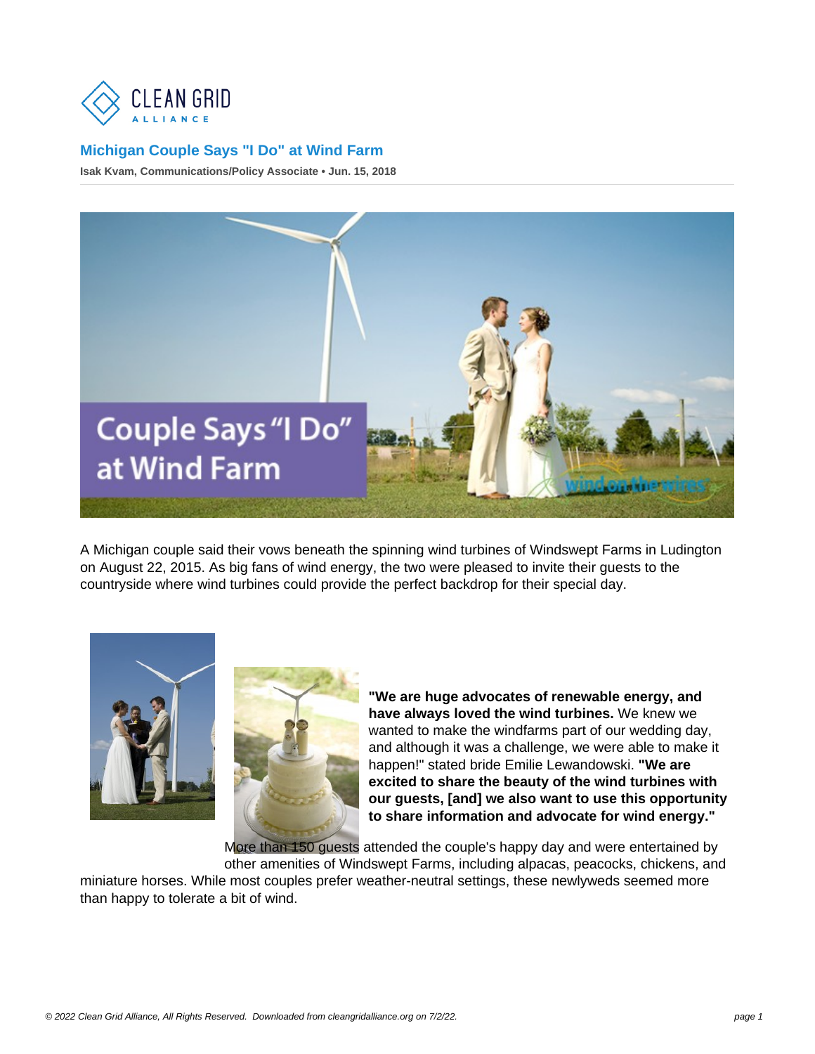# Michigan Couple Says "I Do" at Wind Farm

**Isak Kvam, Communications/Policy Associate • Jun. 15, 2018**

A Michigan couple said their vows beneath the spinning wind turbines of Windswept Farms in Ludington on August 22, 2015. As big fans of wind energy, the two were pleased to invite their guests to the countryside where wind turbines could provide the perfect backdrop for their special day.

**"We are huge advocates of renewable energy, and have always loved the wind turbines.** We knew we wanted to make the windfarms part of our wedding day, and although it was a challenge, we were able to make it happen!" stated bride Emilie Lewandowski. **"We are excited to share the beauty of the wind turbines with our guests, [and] we also want to use this opportunity to share information and advocate for wind energy."**

More than 150 guests attended the couple's happy day and were entertained by other amenities of Windswept Farms, including alpacas, peacocks, chickens, and miniature horses. While most couples prefer weather-neutral settings, these newlyweds seemed more than happy to tolerate a bit of wind.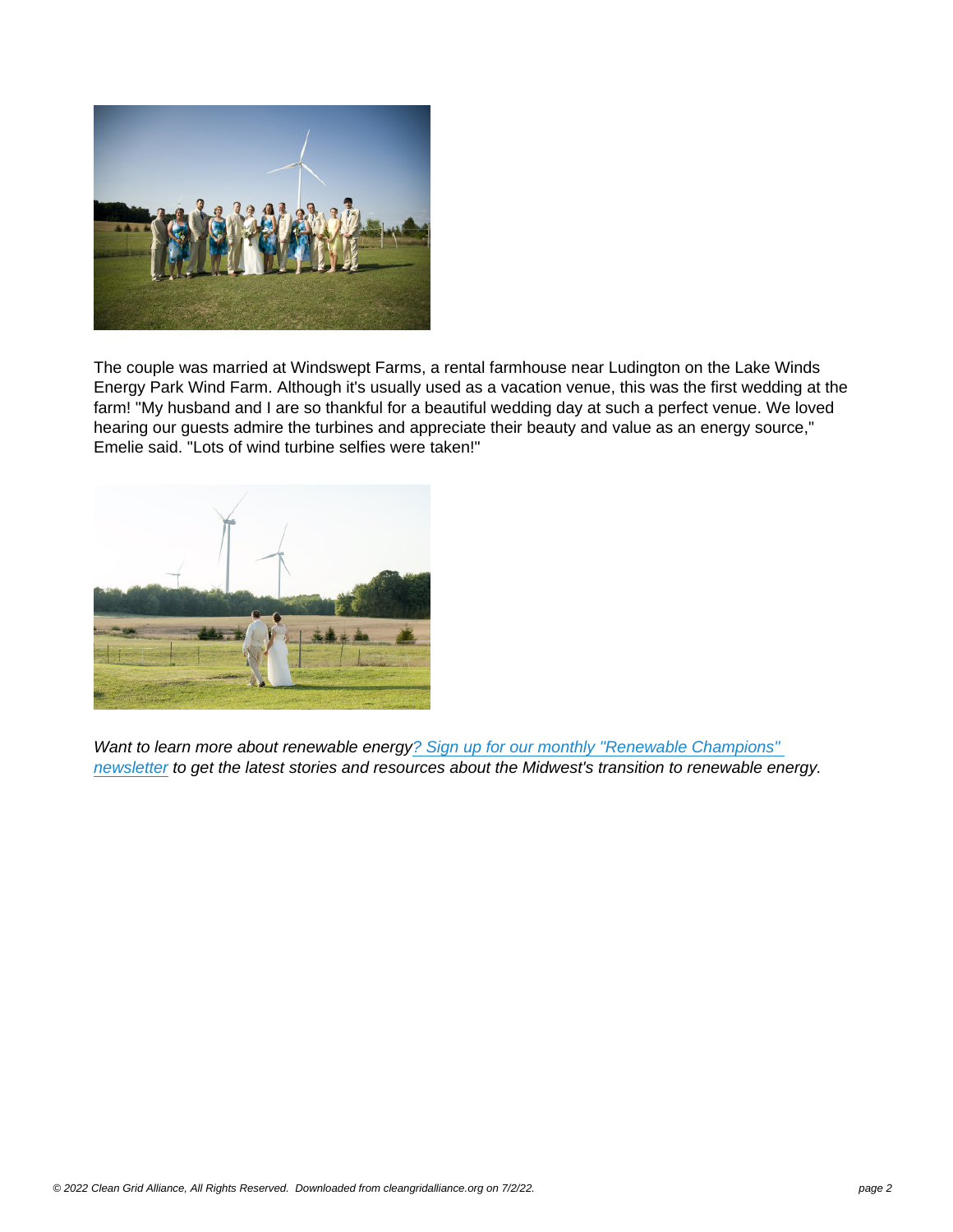The couple was married at Windswept Farms, a rental farmhouse near Ludington on the Lake Winds Energy Park Wind Farm. Although it's usually used as a vacation venue, this was the first wedding at the farm! "My husband and I are so thankful for a beautiful wedding day at such a perfect venue. We loved hearing our guests admire the turbines and appreciate their beauty and value as an energy source," Emelie said. "Lots of wind turbine selfies were taken!"

*Want to learn more about renewable energy? Sign up for our monthly "Renewable Champions" newsletter to get the latest stories and resources about the Midwest's transition to renewable energy.*